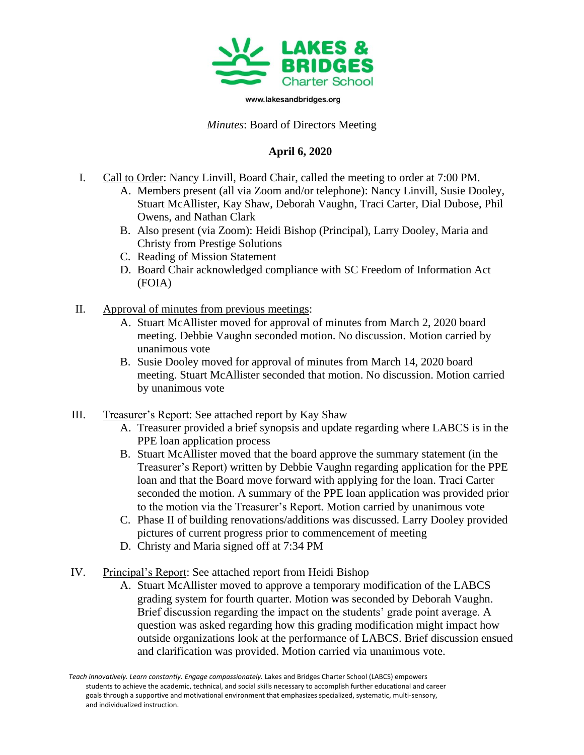LAKES & BRIDGES Charter School

www.lakesandbridges.org

*Minutes*: Board of Directors Meeting

**April 6, 2020**

I. Call to Order: Nancy Linvill, Board Chair, called the meeting to order at 7:00 PM.
   A. Members present (all via Zoom and/or telephone): Nancy Linvill, Susie Dooley, Stuart McAllister, Kay Shaw, Deborah Vaughn, Traci Carter, Dial Dubose, Phil Owens, and Nathan Clark
   B. Also present (via Zoom): Heidi Bishop (Principal), Larry Dooley, Maria and Christy from Prestige Solutions
   C. Reading of Mission Statement
   D. Board Chair acknowledged compliance with SC Freedom of Information Act (FOIA)

II. Approval of minutes from previous meetings:
   A. Stuart McAllister moved for approval of minutes from March 2, 2020 board meeting. Debbie Vaughn seconded motion. No discussion. Motion carried by unanimous vote
   B. Susie Dooley moved for approval of minutes from March 14, 2020 board meeting. Stuart McAllister seconded that motion. No discussion. Motion carried by unanimous vote

III. Treasurer's Report: See attached report by Kay Shaw
   A. Treasurer provided a brief synopsis and update regarding where LABCS is in the PPE loan application process
   B. Stuart McAllister moved that the board approve the summary statement (in the Treasurer's Report) written by Debbie Vaughn regarding application for the PPE loan and that the Board move forward with applying for the loan. Traci Carter seconded the motion. A summary of the PPE loan application was provided prior to the motion via the Treasurer's Report. Motion carried by unanimous vote
   C. Phase II of building renovations/additions was discussed. Larry Dooley provided pictures of current progress prior to commencement of meeting
   D. Christy and Maria signed off at 7:34 PM

IV. Principal's Report: See attached report from Heidi Bishop
   A. Stuart McAllister moved to approve a temporary modification of the LABCS grading system for fourth quarter. Motion was seconded by Deborah Vaughn. Brief discussion regarding the impact on the students' grade point average. A question was asked regarding how this grading modification might impact how outside organizations look at the performance of LABCS. Brief discussion ensued and clarification was provided. Motion carried via unanimous vote.

*Teach innovatively. Learn constantly. Engage compassionately.* Lakes and Bridges Charter School (LABCS) empowers students to achieve the academic, technical, and social skills necessary to accomplish further educational and career goals through a supportive and motivational environment that emphasizes specialized, systematic, multi-sensory, and individualized instruction.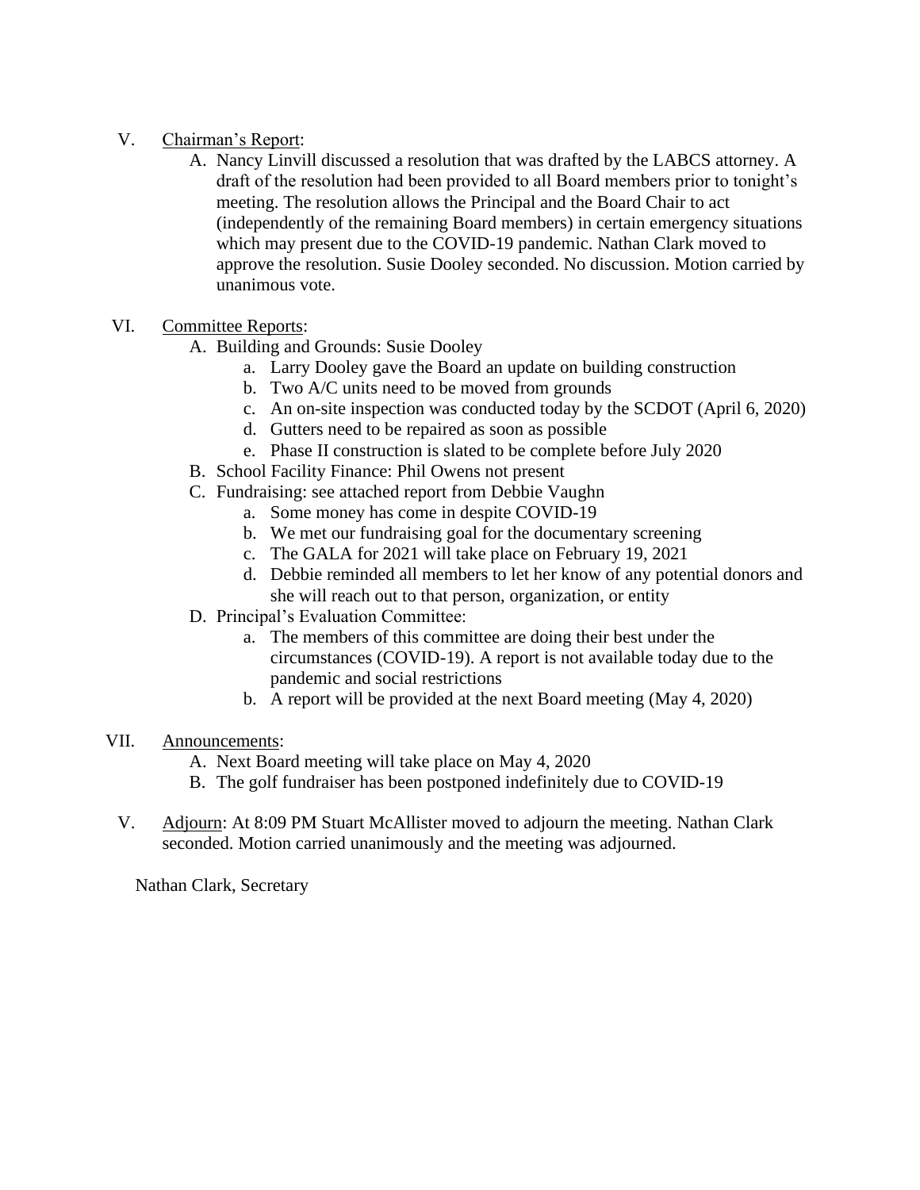V. Chairman's Report:

A. Nancy Linvill discussed a resolution that was drafted by the LABCS attorney. A draft of the resolution had been provided to all Board members prior to tonight's meeting. The resolution allows the Principal and the Board Chair to act (independently of the remaining Board members) in certain emergency situations which may present due to the COVID-19 pandemic. Nathan Clark moved to approve the resolution. Susie Dooley seconded. No discussion. Motion carried by unanimous vote.

VI. Committee Reports:

A. Building and Grounds: Susie Dooley
   a. Larry Dooley gave the Board an update on building construction
   b. Two A/C units need to be moved from grounds
   c. An on-site inspection was conducted today by the SCDOT (April 6, 2020)
   d. Gutters need to be repaired as soon as possible
   e. Phase II construction is slated to be complete before July 2020

B. School Facility Finance: Phil Owens not present

C. Fundraising: see attached report from Debbie Vaughn
   a. Some money has come in despite COVID-19
   b. We met our fundraising goal for the documentary screening
   c. The GALA for 2021 will take place on February 19, 2021
   d. Debbie reminded all members to let her know of any potential donors and she will reach out to that person, organization, or entity

D. Principal's Evaluation Committee:
   a. The members of this committee are doing their best under the circumstances (COVID-19). A report is not available today due to the pandemic and social restrictions
   b. A report will be provided at the next Board meeting (May 4, 2020)

VII. Announcements:

A. Next Board meeting will take place on May 4, 2020

B. The golf fundraiser has been postponed indefinitely due to COVID-19

V. Adjourn: At 8:09 PM Stuart McAllister moved to adjourn the meeting. Nathan Clark seconded. Motion carried unanimously and the meeting was adjourned.

Nathan Clark, Secretary